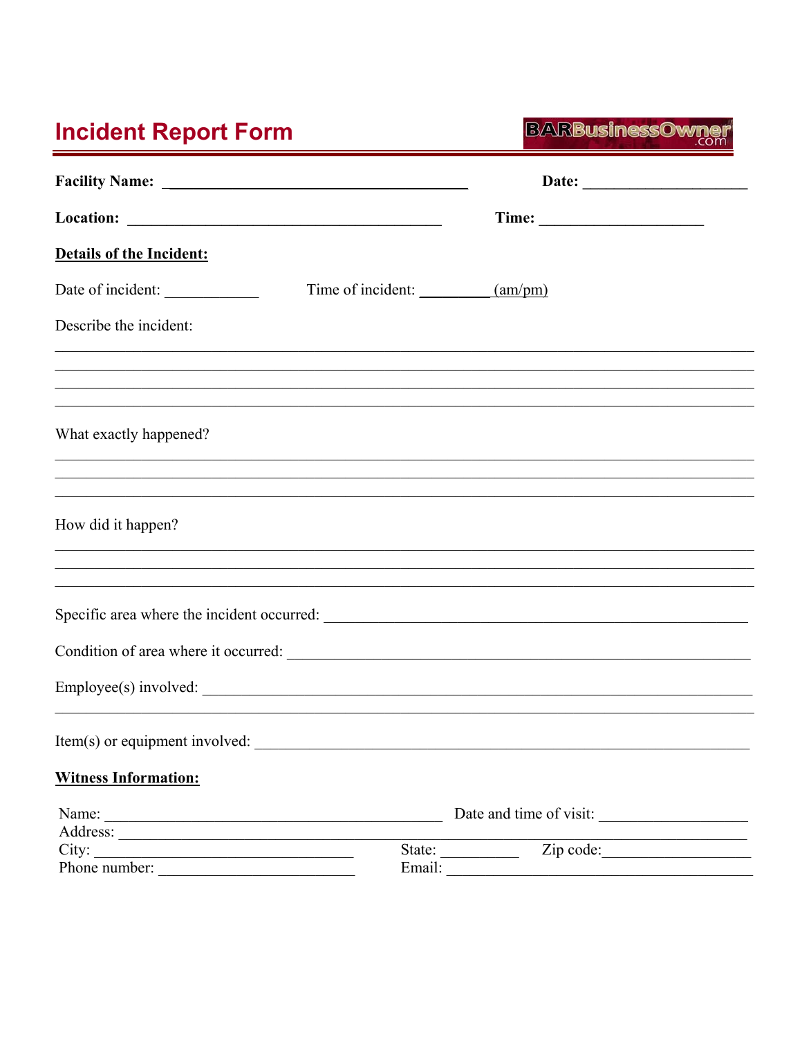# Incident Report Form

BARBusinessOwner.com

**Facility Name:** ________________________________________ **Date:** ______________________

**Location:** __________________________________________ **Time:** ______________________

**Details of the Incident:**

Date of incident: ____________ Time of incident: _________ (am/pm)

Describe the incident:

________________________________________________________________________________________

________________________________________________________________________________________

________________________________________________________________________________________

________________________________________________________________________________________

What exactly happened?

________________________________________________________________________________________

________________________________________________________________________________________

________________________________________________________________________________________

How did it happen?

________________________________________________________________________________________

________________________________________________________________________________________

________________________________________________________________________________________

Specific area where the incident occurred: ________________________________________________

Condition of area where it occurred: _____________________________________________________

Employee(s) involved: ________________________________________________________________

________________________________________________________________________________________

Item(s) or equipment involved: ________________________________________________________

**Witness Information:**

Name: ____________________________________________ Date and time of visit: ___________________

Address: ___________________________________________________________________________

City: __________________________________ State: __________ Zip code: ___________________

Phone number: __________________________ Email: ________________________________________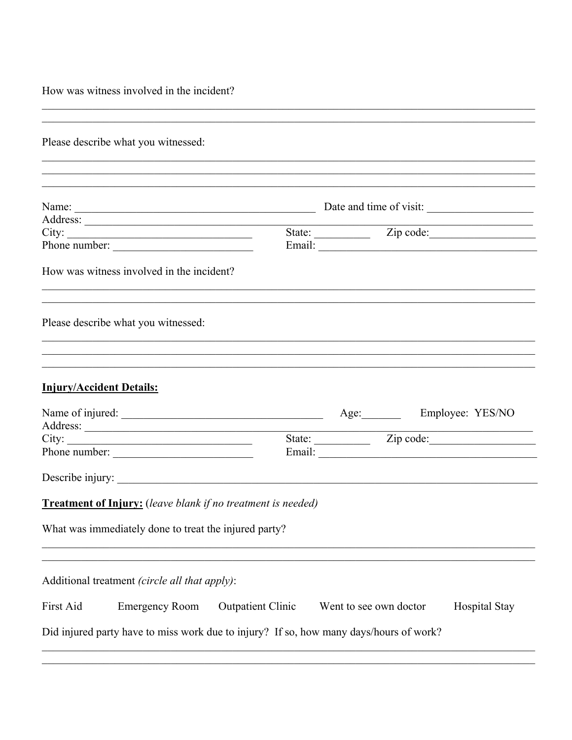How was witness involved in the incident?

\_\_\_\_\_\_\_\_\_\_\_\_\_\_\_\_\_\_\_\_\_\_\_\_\_\_\_\_\_\_\_\_\_\_\_\_\_\_\_\_\_\_\_\_\_\_\_\_\_\_\_\_\_\_\_\_\_\_\_\_\_\_\_\_\_\_\_\_\_\_\_\_\_\_\_\_\_\_\_\_\_\_

\_\_\_\_\_\_\_\_\_\_\_\_\_\_\_\_\_\_\_\_\_\_\_\_\_\_\_\_\_\_\_\_\_\_\_\_\_\_\_\_\_\_\_\_\_\_\_\_\_\_\_\_\_\_\_\_\_\_\_\_\_\_\_\_\_\_\_\_\_\_\_\_\_\_\_\_\_\_\_\_\_\_

Please describe what you witnessed:

\_\_\_\_\_\_\_\_\_\_\_\_\_\_\_\_\_\_\_\_\_\_\_\_\_\_\_\_\_\_\_\_\_\_\_\_\_\_\_\_\_\_\_\_\_\_\_\_\_\_\_\_\_\_\_\_\_\_\_\_\_\_\_\_\_\_\_\_\_\_\_\_\_\_\_\_\_\_\_\_\_\_

\_\_\_\_\_\_\_\_\_\_\_\_\_\_\_\_\_\_\_\_\_\_\_\_\_\_\_\_\_\_\_\_\_\_\_\_\_\_\_\_\_\_\_\_\_\_\_\_\_\_\_\_\_\_\_\_\_\_\_\_\_\_\_\_\_\_\_\_\_\_\_\_\_\_\_\_\_\_\_\_\_\_

\_\_\_\_\_\_\_\_\_\_\_\_\_\_\_\_\_\_\_\_\_\_\_\_\_\_\_\_\_\_\_\_\_\_\_\_\_\_\_\_\_\_\_\_\_\_\_\_\_\_\_\_\_\_\_\_\_\_\_\_\_\_\_\_\_\_\_\_\_\_\_\_\_\_\_\_\_\_\_\_\_\_

Name: \_\_\_\_\_\_\_\_\_\_\_\_\_\_\_\_\_\_\_\_\_\_\_\_\_\_\_\_\_\_\_\_\_\_\_\_\_\_\_\_ Date and time of visit: \_\_\_\_\_\_\_\_\_\_\_\_\_\_\_\_\_\_\_

Address: \_\_\_\_\_\_\_\_\_\_\_\_\_\_\_\_\_\_\_\_\_\_\_\_\_\_\_\_\_\_\_\_\_\_\_\_\_\_\_\_\_\_\_\_\_\_\_\_\_\_\_\_\_\_\_\_\_\_\_\_\_\_\_\_\_\_\_\_\_\_\_\_\_\_

City: \_\_\_\_\_\_\_\_\_\_\_\_\_\_\_\_\_\_\_\_\_\_\_\_\_\_\_\_\_\_\_\_\_ State: \_\_\_\_\_\_\_\_\_\_ Zip code: \_\_\_\_\_\_\_\_\_\_\_\_\_\_\_\_\_\_\_

Phone number: \_\_\_\_\_\_\_\_\_\_\_\_\_\_\_\_\_\_\_\_\_\_\_\_\_\_ Email: \_\_\_\_\_\_\_\_\_\_\_\_\_\_\_\_\_\_\_\_\_\_\_\_\_\_\_\_\_\_\_\_\_\_\_\_\_\_\_\_\_

How was witness involved in the incident?

\_\_\_\_\_\_\_\_\_\_\_\_\_\_\_\_\_\_\_\_\_\_\_\_\_\_\_\_\_\_\_\_\_\_\_\_\_\_\_\_\_\_\_\_\_\_\_\_\_\_\_\_\_\_\_\_\_\_\_\_\_\_\_\_\_\_\_\_\_\_\_\_\_\_\_\_\_\_\_\_\_\_

\_\_\_\_\_\_\_\_\_\_\_\_\_\_\_\_\_\_\_\_\_\_\_\_\_\_\_\_\_\_\_\_\_\_\_\_\_\_\_\_\_\_\_\_\_\_\_\_\_\_\_\_\_\_\_\_\_\_\_\_\_\_\_\_\_\_\_\_\_\_\_\_\_\_\_\_\_\_\_\_\_\_

Please describe what you witnessed:

\_\_\_\_\_\_\_\_\_\_\_\_\_\_\_\_\_\_\_\_\_\_\_\_\_\_\_\_\_\_\_\_\_\_\_\_\_\_\_\_\_\_\_\_\_\_\_\_\_\_\_\_\_\_\_\_\_\_\_\_\_\_\_\_\_\_\_\_\_\_\_\_\_\_\_\_\_\_\_\_\_\_

\_\_\_\_\_\_\_\_\_\_\_\_\_\_\_\_\_\_\_\_\_\_\_\_\_\_\_\_\_\_\_\_\_\_\_\_\_\_\_\_\_\_\_\_\_\_\_\_\_\_\_\_\_\_\_\_\_\_\_\_\_\_\_\_\_\_\_\_\_\_\_\_\_\_\_\_\_\_\_\_\_\_

\_\_\_\_\_\_\_\_\_\_\_\_\_\_\_\_\_\_\_\_\_\_\_\_\_\_\_\_\_\_\_\_\_\_\_\_\_\_\_\_\_\_\_\_\_\_\_\_\_\_\_\_\_\_\_\_\_\_\_\_\_\_\_\_\_\_\_\_\_\_\_\_\_\_\_\_\_\_\_\_\_\_

## **Injury/Accident Details:**

Name of injured: \_\_\_\_\_\_\_\_\_\_\_\_\_\_\_\_\_\_\_\_\_\_\_\_\_\_\_\_\_\_\_\_\_\_\_\_\_ Age:\_\_\_\_\_\_\_ Employee: YES/NO

Address: \_\_\_\_\_\_\_\_\_\_\_\_\_\_\_\_\_\_\_\_\_\_\_\_\_\_\_\_\_\_\_\_\_\_\_\_\_\_\_\_\_\_\_\_\_\_\_\_\_\_\_\_\_\_\_\_\_\_\_\_\_\_\_\_\_\_\_\_\_\_\_\_\_\_

City: \_\_\_\_\_\_\_\_\_\_\_\_\_\_\_\_\_\_\_\_\_\_\_\_\_\_\_\_\_\_\_\_\_ State: \_\_\_\_\_\_\_\_\_\_ Zip code: \_\_\_\_\_\_\_\_\_\_\_\_\_\_\_\_\_\_\_

Phone number: \_\_\_\_\_\_\_\_\_\_\_\_\_\_\_\_\_\_\_\_\_\_\_\_\_\_ Email: \_\_\_\_\_\_\_\_\_\_\_\_\_\_\_\_\_\_\_\_\_\_\_\_\_\_\_\_\_\_\_\_\_\_\_\_\_\_\_\_\_

Describe injury: \_\_\_\_\_\_\_\_\_\_\_\_\_\_\_\_\_\_\_\_\_\_\_\_\_\_\_\_\_\_\_\_\_\_\_\_\_\_\_\_\_\_\_\_\_\_\_\_\_\_\_\_\_\_\_\_\_\_\_\_\_\_\_\_\_\_\_\_\_\_

## **Treatment of Injury:** (*leave blank if no treatment is needed)*

What was immediately done to treat the injured party?

\_\_\_\_\_\_\_\_\_\_\_\_\_\_\_\_\_\_\_\_\_\_\_\_\_\_\_\_\_\_\_\_\_\_\_\_\_\_\_\_\_\_\_\_\_\_\_\_\_\_\_\_\_\_\_\_\_\_\_\_\_\_\_\_\_\_\_\_\_\_\_\_\_\_\_\_\_\_\_\_\_\_

\_\_\_\_\_\_\_\_\_\_\_\_\_\_\_\_\_\_\_\_\_\_\_\_\_\_\_\_\_\_\_\_\_\_\_\_\_\_\_\_\_\_\_\_\_\_\_\_\_\_\_\_\_\_\_\_\_\_\_\_\_\_\_\_\_\_\_\_\_\_\_\_\_\_\_\_\_\_\_\_\_\_

Additional treatment *(circle all that apply)*:

First Aid     Emergency Room     Outpatient Clinic     Went to see own doctor     Hospital Stay

Did injured party have to miss work due to injury? If so, how many days/hours of work?

\_\_\_\_\_\_\_\_\_\_\_\_\_\_\_\_\_\_\_\_\_\_\_\_\_\_\_\_\_\_\_\_\_\_\_\_\_\_\_\_\_\_\_\_\_\_\_\_\_\_\_\_\_\_\_\_\_\_\_\_\_\_\_\_\_\_\_\_\_\_\_\_\_\_\_\_\_\_\_\_\_\_

\_\_\_\_\_\_\_\_\_\_\_\_\_\_\_\_\_\_\_\_\_\_\_\_\_\_\_\_\_\_\_\_\_\_\_\_\_\_\_\_\_\_\_\_\_\_\_\_\_\_\_\_\_\_\_\_\_\_\_\_\_\_\_\_\_\_\_\_\_\_\_\_\_\_\_\_\_\_\_\_\_\_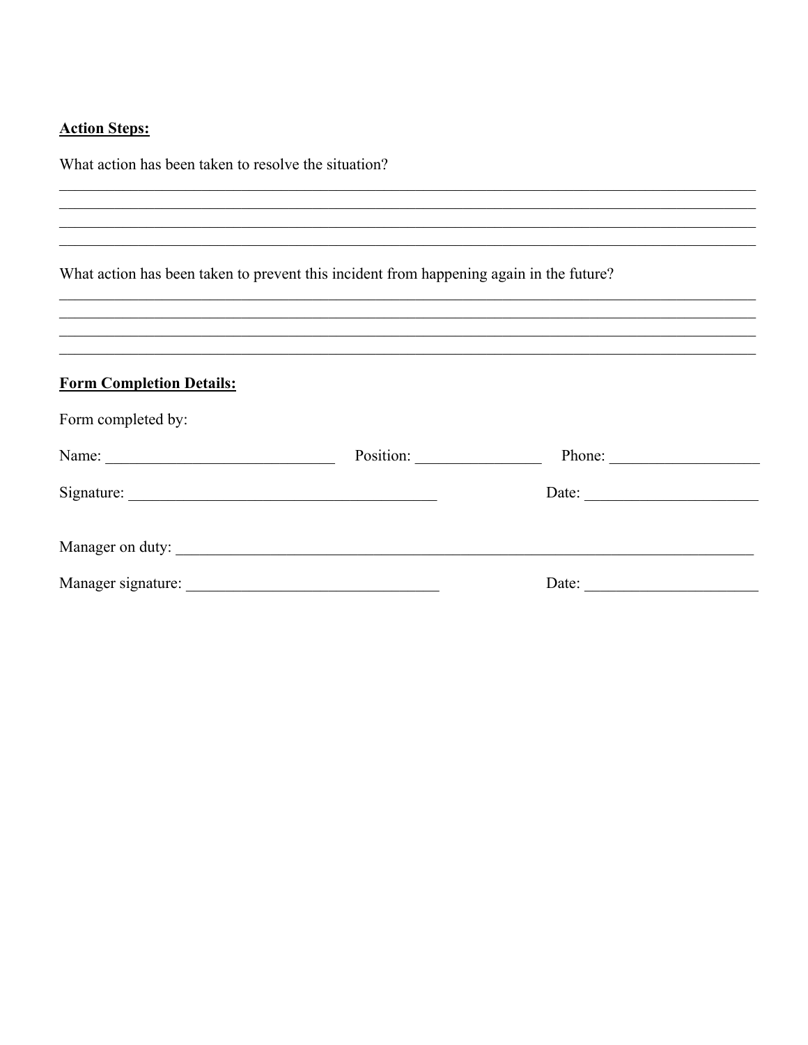**Action Steps:**

What action has been taken to resolve the situation?

\_\_\_\_\_\_\_\_\_\_\_\_\_\_\_\_\_\_\_\_\_\_\_\_\_\_\_\_\_\_\_\_\_\_\_\_\_\_\_\_\_\_\_\_\_\_\_\_\_\_\_\_\_\_\_\_\_\_\_\_\_\_\_\_\_\_\_\_\_\_\_\_\_\_\_\_\_\_\_\_\_\_\_\_\_\_\_\_\_\_\_\_
\_\_\_\_\_\_\_\_\_\_\_\_\_\_\_\_\_\_\_\_\_\_\_\_\_\_\_\_\_\_\_\_\_\_\_\_\_\_\_\_\_\_\_\_\_\_\_\_\_\_\_\_\_\_\_\_\_\_\_\_\_\_\_\_\_\_\_\_\_\_\_\_\_\_\_\_\_\_\_\_\_\_\_\_\_\_\_\_\_\_\_\_
\_\_\_\_\_\_\_\_\_\_\_\_\_\_\_\_\_\_\_\_\_\_\_\_\_\_\_\_\_\_\_\_\_\_\_\_\_\_\_\_\_\_\_\_\_\_\_\_\_\_\_\_\_\_\_\_\_\_\_\_\_\_\_\_\_\_\_\_\_\_\_\_\_\_\_\_\_\_\_\_\_\_\_\_\_\_\_\_\_\_\_\_
\_\_\_\_\_\_\_\_\_\_\_\_\_\_\_\_\_\_\_\_\_\_\_\_\_\_\_\_\_\_\_\_\_\_\_\_\_\_\_\_\_\_\_\_\_\_\_\_\_\_\_\_\_\_\_\_\_\_\_\_\_\_\_\_\_\_\_\_\_\_\_\_\_\_\_\_\_\_\_\_\_\_\_\_\_\_\_\_\_\_\_\_

What action has been taken to prevent this incident from happening again in the future?

\_\_\_\_\_\_\_\_\_\_\_\_\_\_\_\_\_\_\_\_\_\_\_\_\_\_\_\_\_\_\_\_\_\_\_\_\_\_\_\_\_\_\_\_\_\_\_\_\_\_\_\_\_\_\_\_\_\_\_\_\_\_\_\_\_\_\_\_\_\_\_\_\_\_\_\_\_\_\_\_\_\_\_\_\_\_\_\_\_\_\_\_
\_\_\_\_\_\_\_\_\_\_\_\_\_\_\_\_\_\_\_\_\_\_\_\_\_\_\_\_\_\_\_\_\_\_\_\_\_\_\_\_\_\_\_\_\_\_\_\_\_\_\_\_\_\_\_\_\_\_\_\_\_\_\_\_\_\_\_\_\_\_\_\_\_\_\_\_\_\_\_\_\_\_\_\_\_\_\_\_\_\_\_\_
\_\_\_\_\_\_\_\_\_\_\_\_\_\_\_\_\_\_\_\_\_\_\_\_\_\_\_\_\_\_\_\_\_\_\_\_\_\_\_\_\_\_\_\_\_\_\_\_\_\_\_\_\_\_\_\_\_\_\_\_\_\_\_\_\_\_\_\_\_\_\_\_\_\_\_\_\_\_\_\_\_\_\_\_\_\_\_\_\_\_\_\_
\_\_\_\_\_\_\_\_\_\_\_\_\_\_\_\_\_\_\_\_\_\_\_\_\_\_\_\_\_\_\_\_\_\_\_\_\_\_\_\_\_\_\_\_\_\_\_\_\_\_\_\_\_\_\_\_\_\_\_\_\_\_\_\_\_\_\_\_\_\_\_\_\_\_\_\_\_\_\_\_\_\_\_\_\_\_\_\_\_\_\_\_

**Form Completion Details:**

Form completed by:

Name: \_\_\_\_\_\_\_\_\_\_\_\_\_\_\_\_\_\_\_\_\_\_\_\_\_\_\_\_\_\_ Position: \_\_\_\_\_\_\_\_\_\_\_\_\_\_\_\_ Phone: \_\_\_\_\_\_\_\_\_\_\_\_\_\_\_\_\_\_\_

Signature: \_\_\_\_\_\_\_\_\_\_\_\_\_\_\_\_\_\_\_\_\_\_\_\_\_\_\_\_\_\_\_\_\_\_\_\_\_\_\_ Date: \_\_\_\_\_\_\_\_\_\_\_\_\_\_\_\_\_\_\_\_\_\_

Manager on duty: \_\_\_\_\_\_\_\_\_\_\_\_\_\_\_\_\_\_\_\_\_\_\_\_\_\_\_\_\_\_\_\_\_\_\_\_\_\_\_\_\_\_\_\_\_\_\_\_\_\_\_\_\_\_\_\_\_\_\_\_\_\_\_\_\_\_\_\_\_\_\_\_\_\_\_

Manager signature: \_\_\_\_\_\_\_\_\_\_\_\_\_\_\_\_\_\_\_\_\_\_\_\_\_\_\_\_\_\_\_\_ Date: \_\_\_\_\_\_\_\_\_\_\_\_\_\_\_\_\_\_\_\_\_\_